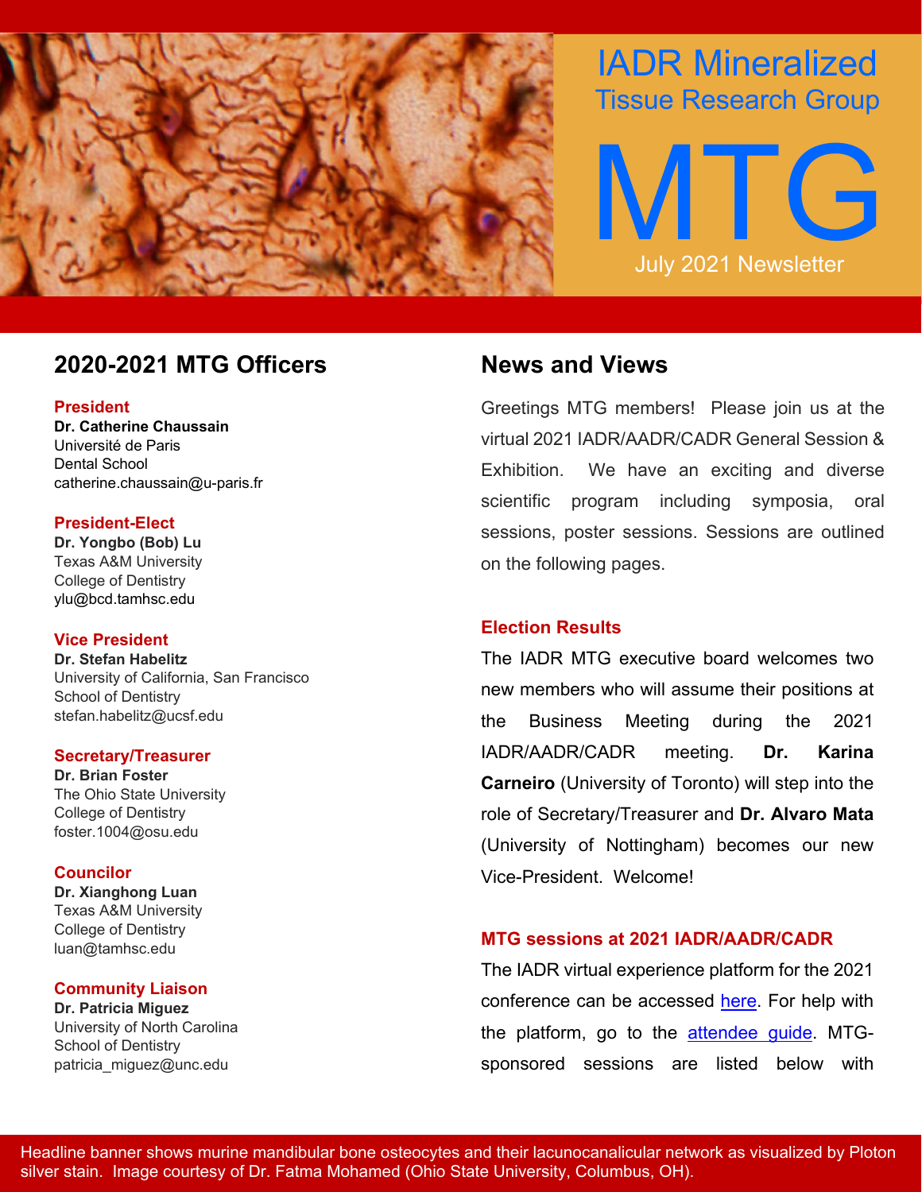# IADR Mineralized Tissue Research Group

# MTG

July 2021 Newsletter

## 2020-2021 MTG Officers

**President**
**Dr. Catherine Chaussain**
Université de Paris
Dental School
catherine.chaussain@u-paris.fr

**President-Elect**
**Dr. Yongbo (Bob) Lu**
Texas A&M University
College of Dentistry
ylu@bcd.tamhsc.edu

**Vice President**
**Dr. Stefan Habelitz**
University of California, San Francisco
School of Dentistry
stefan.habelitz@ucsf.edu

**Secretary/Treasurer**
**Dr. Brian Foster**
The Ohio State University
College of Dentistry
foster.1004@osu.edu

**Councilor**
**Dr. Xianghong Luan**
Texas A&M University
College of Dentistry
luan@tamhsc.edu

**Community Liaison**
**Dr. Patricia Miguez**
University of North Carolina
School of Dentistry
patricia_miguez@unc.edu

## News and Views

Greetings MTG members! Please join us at the virtual 2021 IADR/AADR/CADR General Session & Exhibition. We have an exciting and diverse scientific program including symposia, oral sessions, poster sessions. Sessions are outlined on the following pages.

### Election Results

The IADR MTG executive board welcomes two new members who will assume their positions at the Business Meeting during the 2021 IADR/AADR/CADR meeting. **Dr. Karina Carneiro** (University of Toronto) will step into the role of Secretary/Treasurer and **Dr. Alvaro Mata** (University of Nottingham) becomes our new Vice-President. Welcome!

### MTG sessions at 2021 IADR/AADR/CADR

The IADR virtual experience platform for the 2021 conference can be accessed here. For help with the platform, go to the attendee guide. MTG-sponsored sessions are listed below with

Headline banner shows murine mandibular bone osteocytes and their lacunocanalicular network as visualized by Ploton silver stain. Image courtesy of Dr. Fatma Mohamed (Ohio State University, Columbus, OH).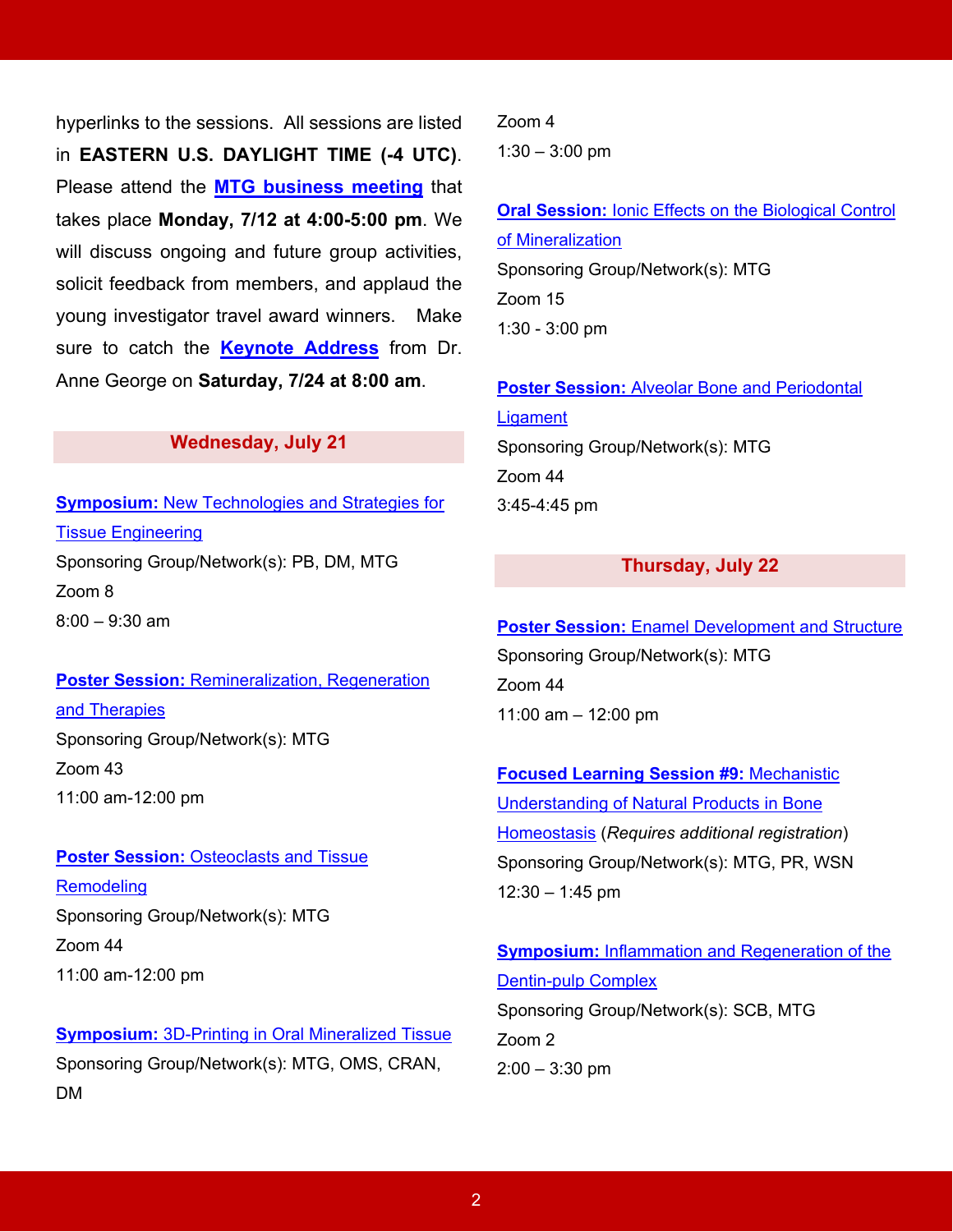hyperlinks to the sessions. All sessions are listed in **EASTERN U.S. DAYLIGHT TIME (-4 UTC)**. Please attend the **MTG business meeting** that takes place **Monday, 7/12 at 4:00-5:00 pm**. We will discuss ongoing and future group activities, solicit feedback from members, and applaud the young investigator travel award winners. Make sure to catch the **Keynote Address** from Dr. Anne George on **Saturday, 7/24 at 8:00 am**.

## Wednesday, July 21

**Symposium:** New Technologies and Strategies for Tissue Engineering
Sponsoring Group/Network(s): PB, DM, MTG
Zoom 8
8:00 – 9:30 am

**Poster Session:** Remineralization, Regeneration and Therapies
Sponsoring Group/Network(s): MTG
Zoom 43
11:00 am-12:00 pm

**Poster Session:** Osteoclasts and Tissue Remodeling
Sponsoring Group/Network(s): MTG
Zoom 44
11:00 am-12:00 pm

**Symposium:** 3D-Printing in Oral Mineralized Tissue
Sponsoring Group/Network(s): MTG, OMS, CRAN, DM
Zoom 4
1:30 – 3:00 pm

**Oral Session:** Ionic Effects on the Biological Control of Mineralization
Sponsoring Group/Network(s): MTG
Zoom 15
1:30 - 3:00 pm

**Poster Session:** Alveolar Bone and Periodontal Ligament
Sponsoring Group/Network(s): MTG
Zoom 44
3:45-4:45 pm

## Thursday, July 22

**Poster Session:** Enamel Development and Structure
Sponsoring Group/Network(s): MTG
Zoom 44
11:00 am – 12:00 pm

**Focused Learning Session #9:** Mechanistic Understanding of Natural Products in Bone Homeostasis (*Requires additional registration*)
Sponsoring Group/Network(s): MTG, PR, WSN
12:30 – 1:45 pm

**Symposium:** Inflammation and Regeneration of the Dentin-pulp Complex
Sponsoring Group/Network(s): SCB, MTG
Zoom 2
2:00 – 3:30 pm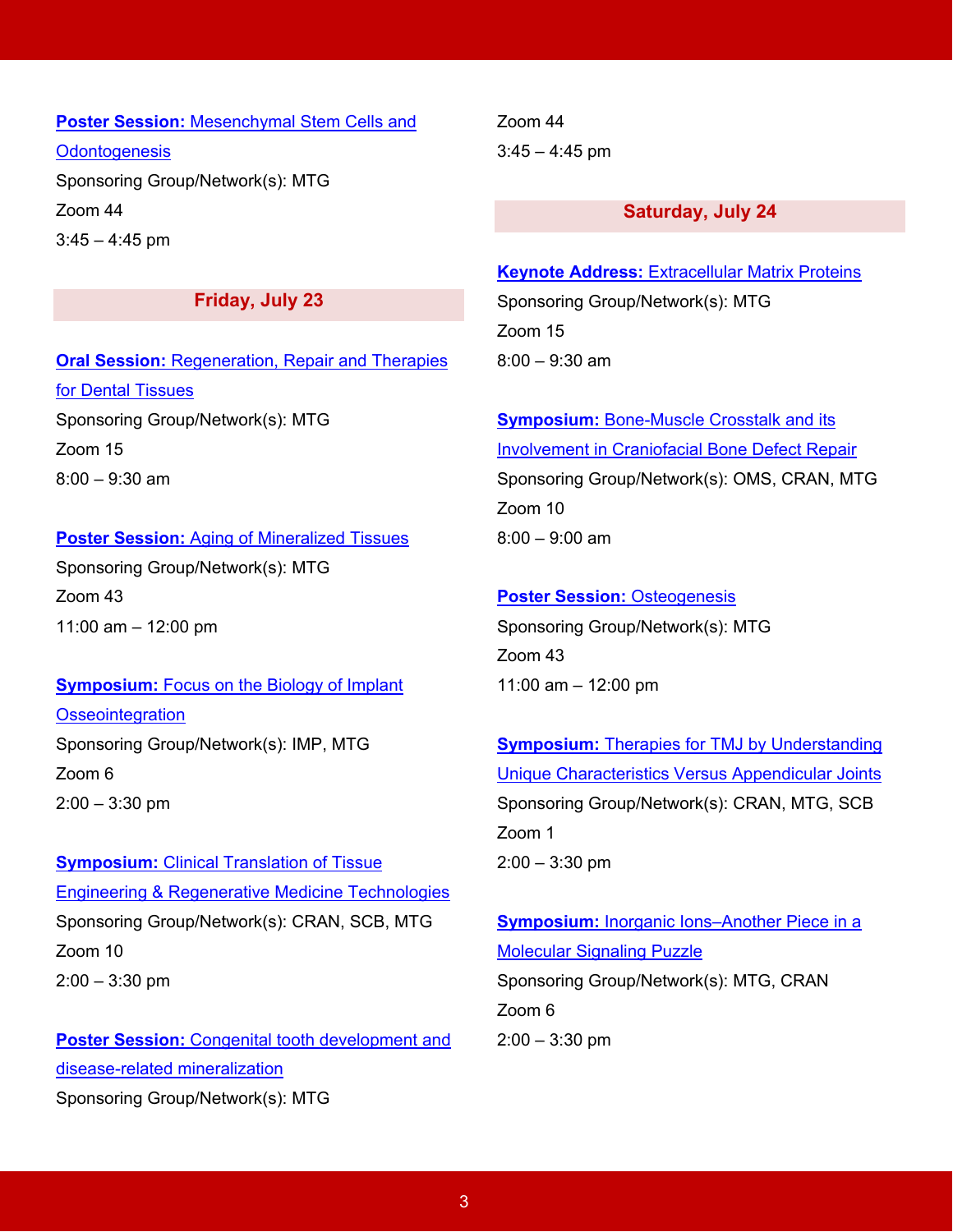**Poster Session:** Mesenchymal Stem Cells and Odontogenesis
Sponsoring Group/Network(s): MTG
Zoom 44
3:45 – 4:45 pm

## Friday, July 23

**Oral Session:** Regeneration, Repair and Therapies for Dental Tissues
Sponsoring Group/Network(s): MTG
Zoom 15
8:00 – 9:30 am

**Poster Session:** Aging of Mineralized Tissues
Sponsoring Group/Network(s): MTG
Zoom 43
11:00 am – 12:00 pm

**Symposium:** Focus on the Biology of Implant Osseointegration
Sponsoring Group/Network(s): IMP, MTG
Zoom 6
2:00 – 3:30 pm

**Symposium:** Clinical Translation of Tissue Engineering & Regenerative Medicine Technologies
Sponsoring Group/Network(s): CRAN, SCB, MTG
Zoom 10
2:00 – 3:30 pm

**Poster Session:** Congenital tooth development and disease-related mineralization
Sponsoring Group/Network(s): MTG
Zoom 44
3:45 – 4:45 pm

## Saturday, July 24

**Keynote Address:** Extracellular Matrix Proteins
Sponsoring Group/Network(s): MTG
Zoom 15
8:00 – 9:30 am

**Symposium:** Bone-Muscle Crosstalk and its Involvement in Craniofacial Bone Defect Repair
Sponsoring Group/Network(s): OMS, CRAN, MTG
Zoom 10
8:00 – 9:00 am

**Poster Session:** Osteogenesis
Sponsoring Group/Network(s): MTG
Zoom 43
11:00 am – 12:00 pm

**Symposium:** Therapies for TMJ by Understanding Unique Characteristics Versus Appendicular Joints
Sponsoring Group/Network(s): CRAN, MTG, SCB
Zoom 1
2:00 – 3:30 pm

**Symposium:** Inorganic Ions–Another Piece in a Molecular Signaling Puzzle
Sponsoring Group/Network(s): MTG, CRAN
Zoom 6
2:00 – 3:30 pm